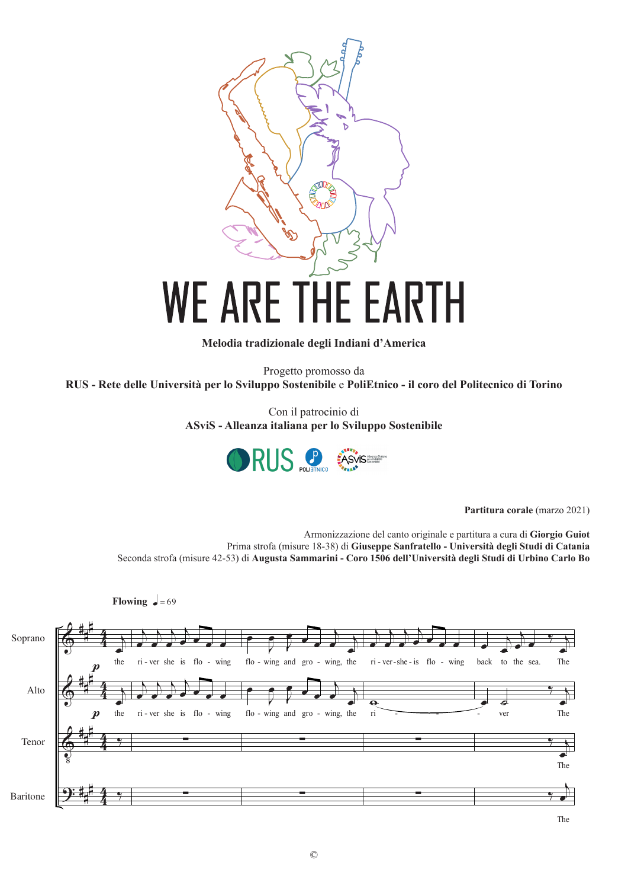# WE ARE THE EARTH

**Melodia tradizionale degli Indiani d'America**

Progetto promosso da
**RUS - Rete delle Università per lo Sviluppo Sostenibile** e **PoliEtnico - il coro del Politecnico di Torino**

Con il patrocinio di
**ASviS - Alleanza italiana per lo Sviluppo Sostenibile**

**Partitura corale** (marzo 2021)

Armonizzazione del canto originale e partitura a cura di **Giorgio Guiot**
Prima strofa (misure 18-38) di **Giuseppe Sanfratello - Università degli Studi di Catania**
Seconda strofa (misure 42-53) di **Augusta Sammarini - Coro 1506 dell'Università degli Studi di Urbino Carlo Bo**

©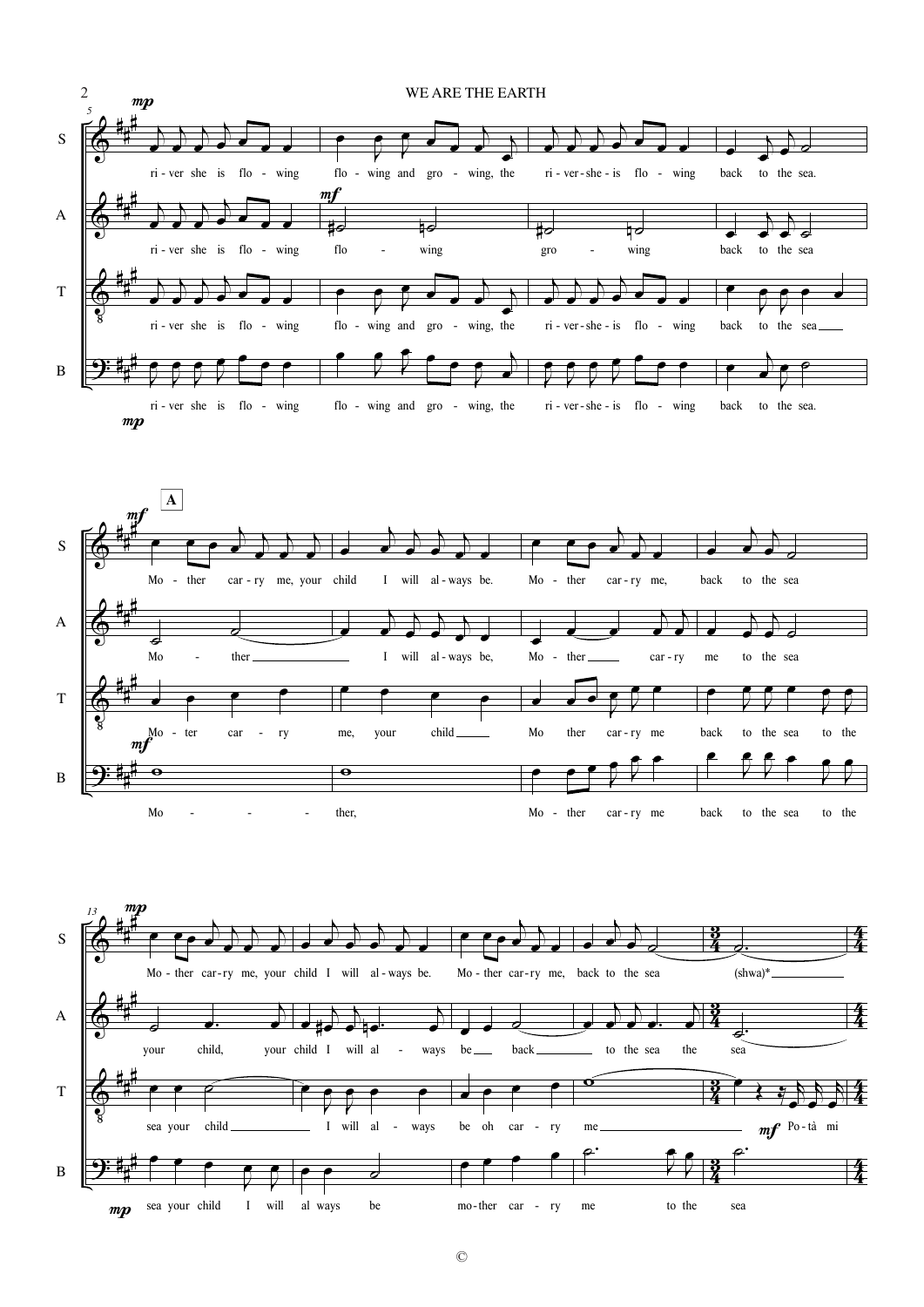S: ri - ver she is flo - wing flo - wing and gro - wing, the ri - ver - she - is flo - wing back to the sea.

A: ri - ver she is flo - wing flo - wing gro - wing back to the sea

T: ri - ver she is flo - wing flo - wing and gro - wing, the ri - ver - she - is flo - wing back to the sea

B: ri - ver she is flo - wing flo - wing and gro - wing, the ri - ver - she - is flo - wing back to the sea.

**A**

S: Mo - ther car - ry me, your child I will al - ways be. Mo - ther car - ry me, back to the sea

A: Mo - ther I will al - ways be, Mo - ther car - ry me to the sea

T: Mo - ter car - ry me, your child Mo ther car - ry me back to the sea to the

B: Mo - - - ther, Mo - ther car - ry me back to the sea to the

S: Mo - ther car - ry me, your child I will al - ways be. Mo - ther car - ry me, back to the sea (shwa)*

A: your child, your child I will al - ways be back to the sea the sea

T: sea your child I will al - ways be oh car - ry me Po - tà mi

B: sea your child I will al ways be mo - ther car - ry me to the sea

©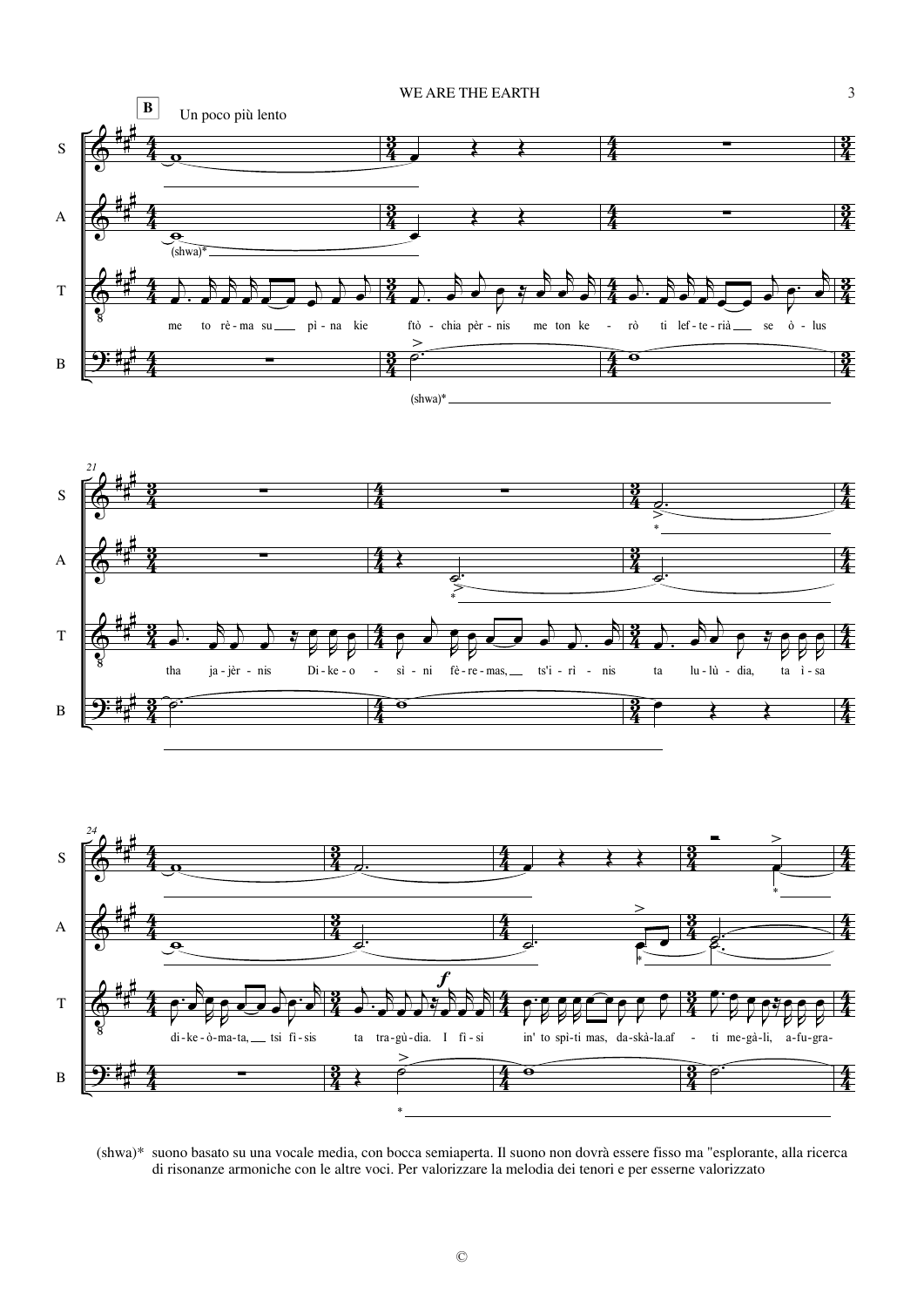**B** Un poco più lento

S

A

(shwa)*

T

me to rè - ma su pì - na kie ftò - chia pèr - nis me ton ke - rò ti lef - te - rià se ò - lus

B

(shwa)*

21

tha ja - jèr - nis Di - ke - o - sì - ni fè - re - mas, ts'i - rì - nis ta lu - lù - dia, ta ì - sa

24

di - ke - ò - ma - ta, tsi fì - sis ta tra - gù - dia. I fì - si in' to spì - ti mas, da - skà - la.af - ti me - gà - li, a - fu - gra -

(shwa)* suono basato su una vocale media, con bocca semiaperta. Il suono non dovrà essere fisso ma "esplorante, alla ricerca di risonanze armoniche con le altre voci. Per valorizzare la melodia dei tenori e per esserne valorizzato

©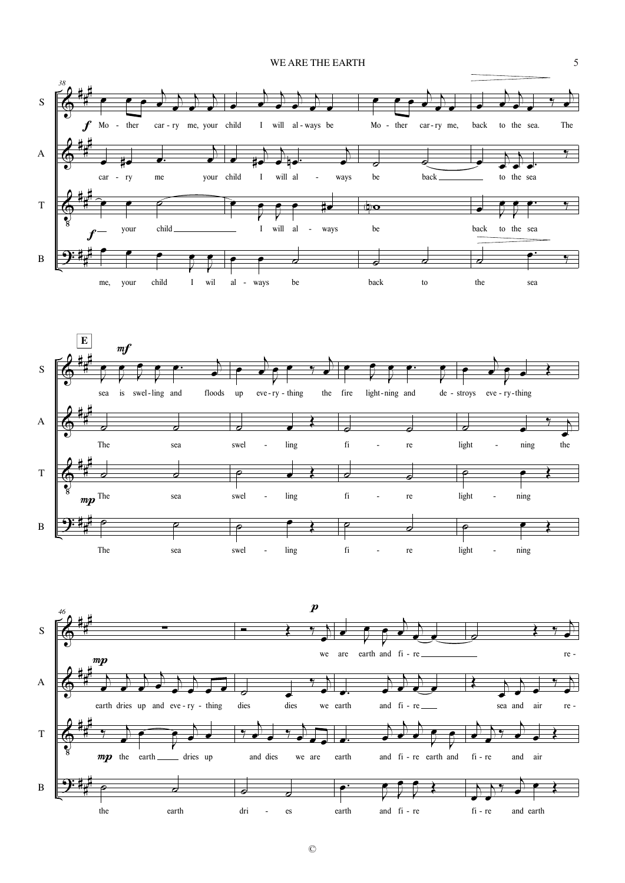**38**

**S:** *f* Mo - ther car - ry me, your child I will al - ways be Mo - ther car - ry me, back to the sea. The

**A:** car - ry me your child I will al - ways be back to the sea

**T:** *f* your child I will al - ways be back to the sea

**B:** me, your child I wil al - ways be back to the sea

**E**

**S:** *mf* sea is swel - ling and floods up eve - ry - thing the fire light - ning and de - stroys eve - ry - thing

**A:** The sea swel - ling fi - re light - ning the

**T:** *mp* The sea swel - ling fi - re light - ning

**B:** The sea swel - ling fi - re light - ning

**46**

**S:** *p* we are earth and fi - re re -

**A:** *mp* earth dries up and eve - ry - thing dies dies we earth and fi - re sea and air re -

**T:** *mp* the earth dries up and dies we are earth and fi - re earth and fi - re and air

**B:** the earth dri - es earth and fi - re fi - re and earth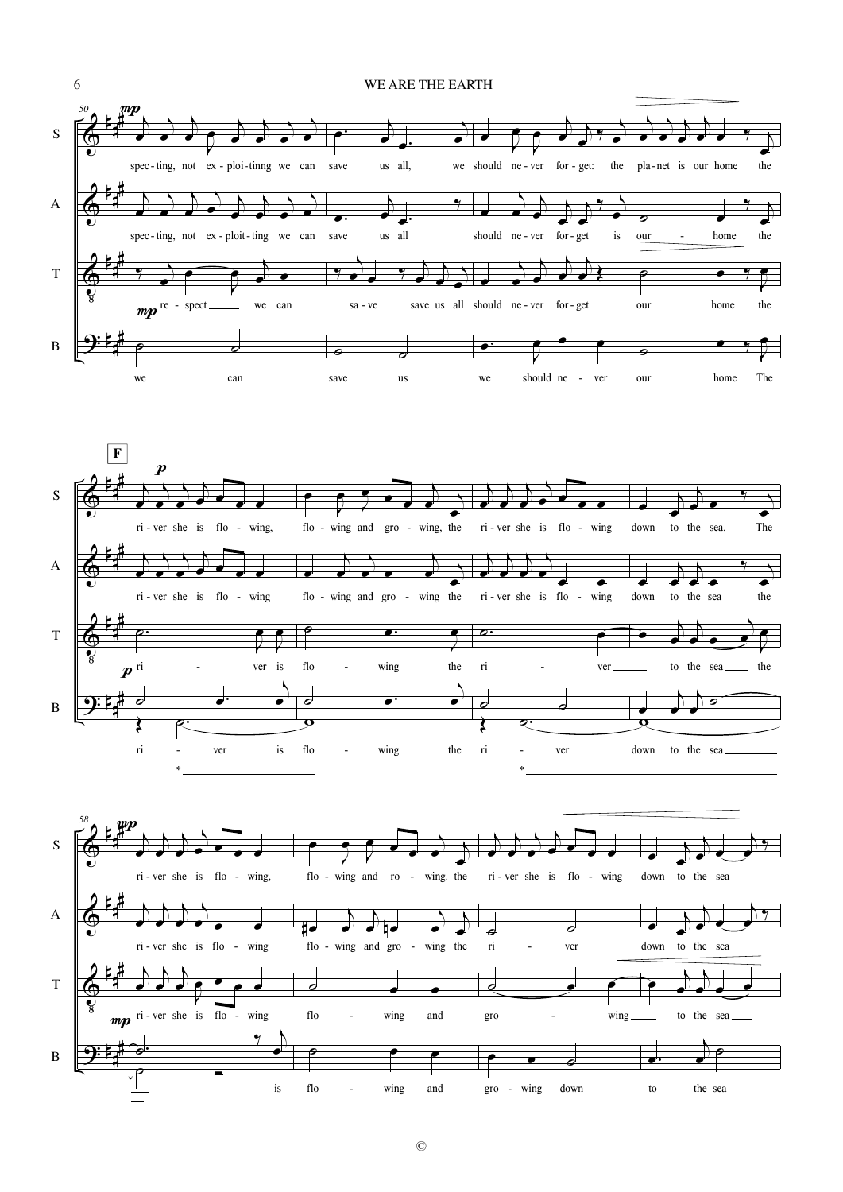**S:** spec - ting, not ex - ploi - tinng we can save us all, we should ne - ver for - get: the pla - net is our home the

**A:** spec - ting, not ex - ploit - ting we can save us all should ne - ver for - get is our - home the

**T:** re - spect we can sa - ve save us all should ne - ver for - get our home the

**B:** we can save us we should ne - ver our home The

**F**

**S:** ri - ver she is flo - wing, flo - wing and gro - wing, the ri - ver she is flo - wing down to the sea. The

**A:** ri - ver she is flo - wing flo - wing and gro - wing the ri - ver she is flo - wing down to the sea the

**T:** ri - ver is flo - wing the ri - ver to the sea the

**B:** ri - ver is flo - wing the ri - ver down to the sea

**S:** ri - ver she is flo - wing, flo - wing and ro - wing. the ri - ver she is flo - wing down to the sea

**A:** ri - ver she is flo - wing flo - wing and gro - wing the ri - ver down to the sea

**T:** ri - ver she is flo - wing flo - wing and gro - wing to the sea

**B:** is flo - wing and gro - wing down to the sea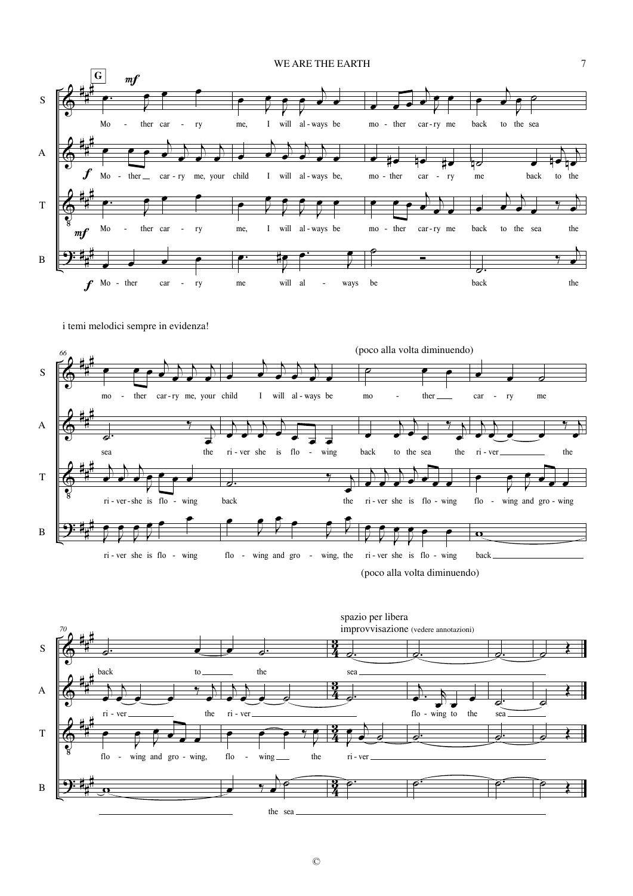i temi melodici sempre in evidenza!

(poco alla volta diminuendo)

(poco alla volta diminuendo)

spazio per libera improvvisazione (vedere annotazioni)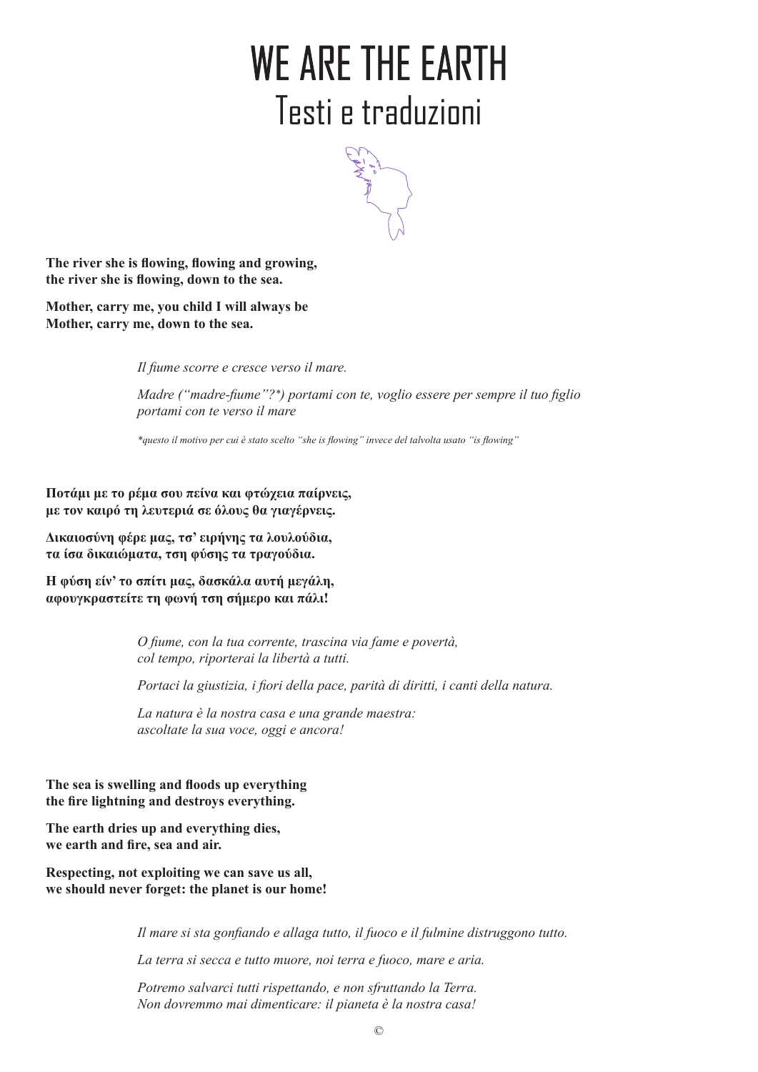# WE ARE THE EARTH
## Testi e traduzioni

**The river she is flowing, flowing and growing,**
**the river she is flowing, down to the sea.**

**Mother, carry me, you child I will always be**
**Mother, carry me, down to the sea.**

*Il fiume scorre e cresce verso il mare.*

*Madre ("madre-fiume"?\*) portami con te, voglio essere per sempre il tuo figlio*
*portami con te verso il mare*

*\*questo il motivo per cui è stato scelto "she is flowing" invece del talvolta usato "is flowing"*

**Ποτάμι με το ρέμα σου πείνα και φτώχεια παίρνεις,**
**με τον καιρό τη λευτεριά σε όλους θα γιαγέρνεις.**

**Δικαιοσύνη φέρε μας, τσ' ειρήνης τα λουλούδια,**
**τα ίσα δικαιώματα, τση φύσης τα τραγούδια.**

**Η φύση είν' το σπίτι μας, δασκάλα αυτή μεγάλη,**
**αφουγκραστείτε τη φωνή τση σήμερο και πάλι!**

*O fiume, con la tua corrente, trascina via fame e povertà,*
*col tempo, riporterai la libertà a tutti.*

*Portaci la giustizia, i fiori della pace, parità di diritti, i canti della natura.*

*La natura è la nostra casa e una grande maestra:*
*ascoltate la sua voce, oggi e ancora!*

**The sea is swelling and floods up everything**
**the fire lightning and destroys everything.**

**The earth dries up and everything dies,**
**we earth and fire, sea and air.**

**Respecting, not exploiting we can save us all,**
**we should never forget: the planet is our home!**

*Il mare si sta gonfiando e allaga tutto, il fuoco e il fulmine distruggono tutto.*

*La terra si secca e tutto muore, noi terra e fuoco, mare e aria.*

*Potremo salvarci tutti rispettando, e non sfruttando la Terra.*
*Non dovremmo mai dimenticare: il pianeta è la nostra casa!*

©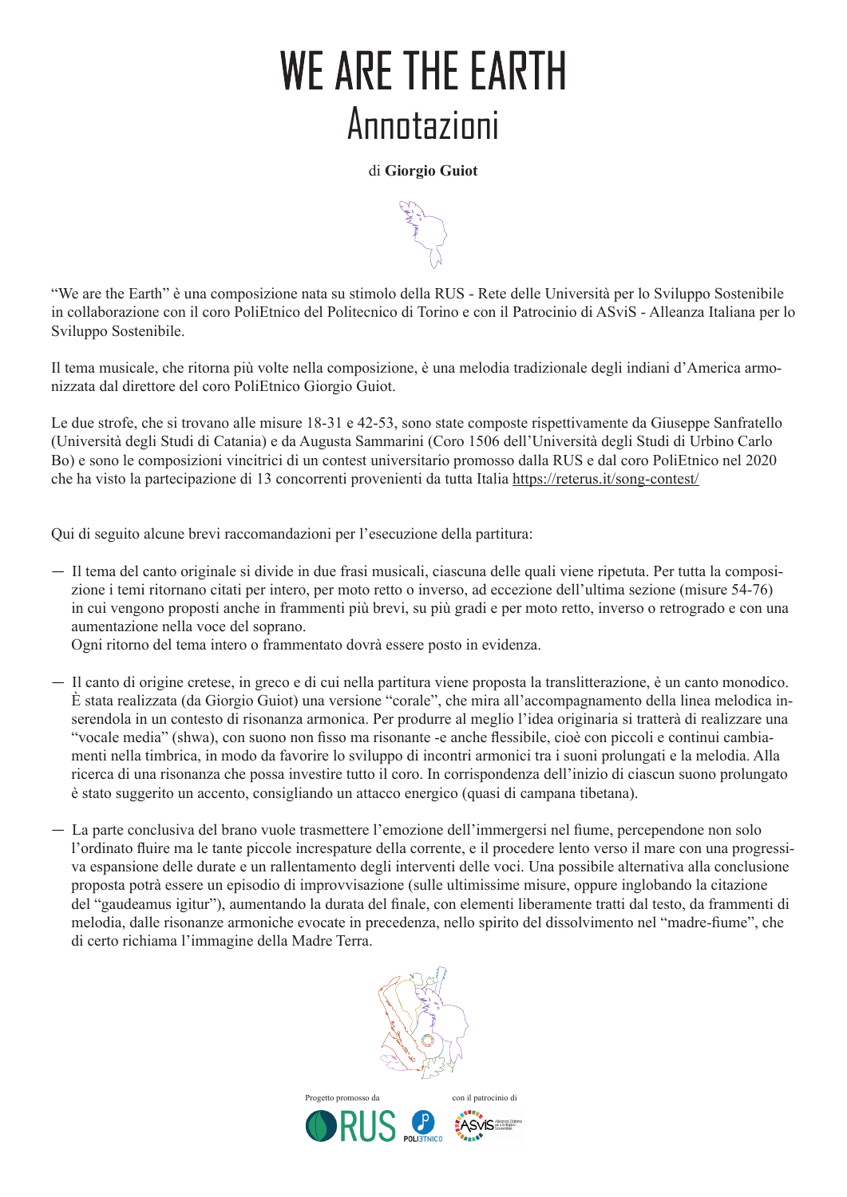# WE ARE THE EARTH
## Annotazioni

di **Giorgio Guiot**

"We are the Earth" è una composizione nata su stimolo della RUS - Rete delle Università per lo Sviluppo Sostenibile in collaborazione con il coro PoliEtnico del Politecnico di Torino e con il Patrocinio di ASviS - Alleanza Italiana per lo Sviluppo Sostenibile.

Il tema musicale, che ritorna più volte nella composizione, è una melodia tradizionale degli indiani d'America armonizzata dal direttore del coro PoliEtnico Giorgio Guiot.

Le due strofe, che si trovano alle misure 18-31 e 42-53, sono state composte rispettivamente da Giuseppe Sanfratello (Università degli Studi di Catania) e da Augusta Sammarini (Coro 1506 dell'Università degli Studi di Urbino Carlo Bo) e sono le composizioni vincitrici di un contest universitario promosso dalla RUS e dal coro PoliEtnico nel 2020 che ha visto la partecipazione di 13 concorrenti provenienti da tutta Italia https://reterus.it/song-contest/

Qui di seguito alcune brevi raccomandazioni per l'esecuzione della partitura:

- Il tema del canto originale si divide in due frasi musicali, ciascuna delle quali viene ripetuta. Per tutta la composizione i temi ritornano citati per intero, per moto retto o inverso, ad eccezione dell'ultima sezione (misure 54-76) in cui vengono proposti anche in frammenti più brevi, su più gradi e per moto retto, inverso o retrogrado e con una aumentazione nella voce del soprano.
  Ogni ritorno del tema intero o frammentato dovrà essere posto in evidenza.

- Il canto di origine cretese, in greco e di cui nella partitura viene proposta la translitterazione, è un canto monodico. È stata realizzata (da Giorgio Guiot) una versione "corale", che mira all'accompagnamento della linea melodica inserendola in un contesto di risonanza armonica. Per produrre al meglio l'idea originaria si tratterà di realizzare una "vocale media" (shwa), con suono non fisso ma risonante -e anche flessibile, cioè con piccoli e continui cambiamenti nella timbrica, in modo da favorire lo sviluppo di incontri armonici tra i suoni prolungati e la melodia. Alla ricerca di una risonanza che possa investire tutto il coro. In corrispondenza dell'inizio di ciascun suono prolungato è stato suggerito un accento, consigliando un attacco energico (quasi di campana tibetana).

- La parte conclusiva del brano vuole trasmettere l'emozione dell'immergersi nel fiume, percependone non solo l'ordinato fluire ma le tante piccole increspature della corrente, e il procedere lento verso il mare con una progressiva espansione delle durate e un rallentamento degli interventi delle voci. Una possibile alternativa alla conclusione proposta potrà essere un episodio di improvvisazione (sulle ultimissime misure, oppure inglobando la citazione del "gaudeamus igitur"), aumentando la durata del finale, con elementi liberamente tratti dal testo, da frammenti di melodia, dalle risonanze armoniche evocate in precedenza, nello spirito del dissolvimento nel "madre-fiume", che di certo richiama l'immagine della Madre Terra.

Progetto promosso da RUS POLIETNICO

con il patrocinio di ASviS Alleanza Italiana per lo Sviluppo Sostenibile